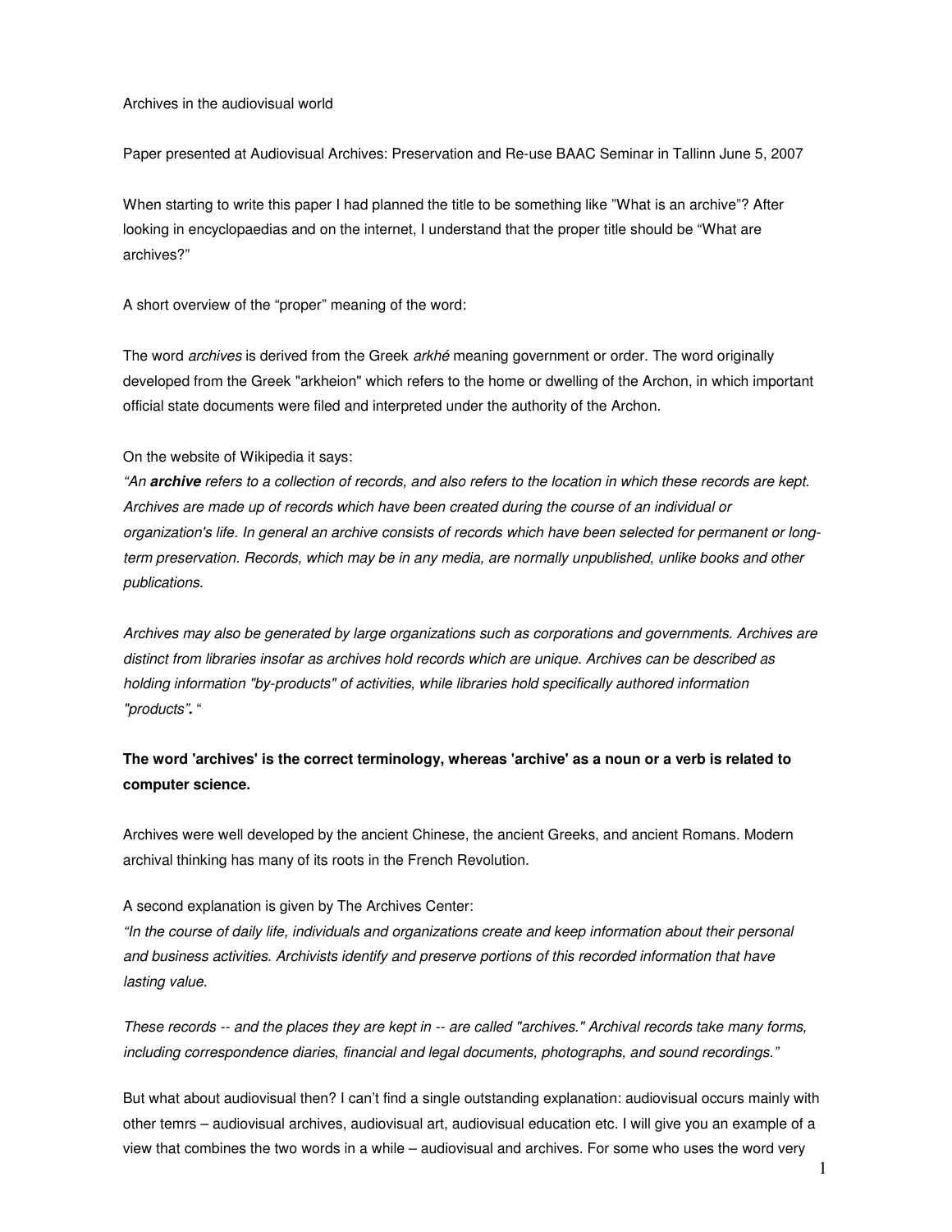Archives in the audiovisual world

Paper presented at Audiovisual Archives: Preservation and Re-use BAAC Seminar in Tallinn June 5, 2007

When starting to write this paper I had planned the title to be something like "What is an archive"? After looking in encyclopaedias and on the internet, I understand that the proper title should be "What are archives?"

A short overview of the "proper" meaning of the word:

The word *archives* is derived from the Greek *arkhé* meaning government or order. The word originally developed from the Greek "arkheion" which refers to the home or dwelling of the Archon, in which important official state documents were filed and interpreted under the authority of the Archon.

On the website of Wikipedia it says:

*"An **archive** refers to a collection of records, and also refers to the location in which these records are kept. Archives are made up of records which have been created during the course of an individual or organization's life. In general an archive consists of records which have been selected for permanent or long-term preservation. Records, which may be in any media, are normally unpublished, unlike books and other publications.*

*Archives may also be generated by large organizations such as corporations and governments. Archives are distinct from libraries insofar as archives hold records which are unique. Archives can be described as holding information "by-products" of activities, while libraries hold specifically authored information "products".* "

**The word 'archives' is the correct terminology, whereas 'archive' as a noun or a verb is related to computer science.**

Archives were well developed by the ancient Chinese, the ancient Greeks, and ancient Romans. Modern archival thinking has many of its roots in the French Revolution.

A second explanation is given by The Archives Center:

*"In the course of daily life, individuals and organizations create and keep information about their personal and business activities. Archivists identify and preserve portions of this recorded information that have lasting value.*

*These records -- and the places they are kept in -- are called "archives." Archival records take many forms, including correspondence diaries, financial and legal documents, photographs, and sound recordings."*

But what about audiovisual then? I can't find a single outstanding explanation: audiovisual occurs mainly with other temrs – audiovisual archives, audiovisual art, audiovisual education etc. I will give you an example of a view that combines the two words in a while – audiovisual and archives. For some who uses the word very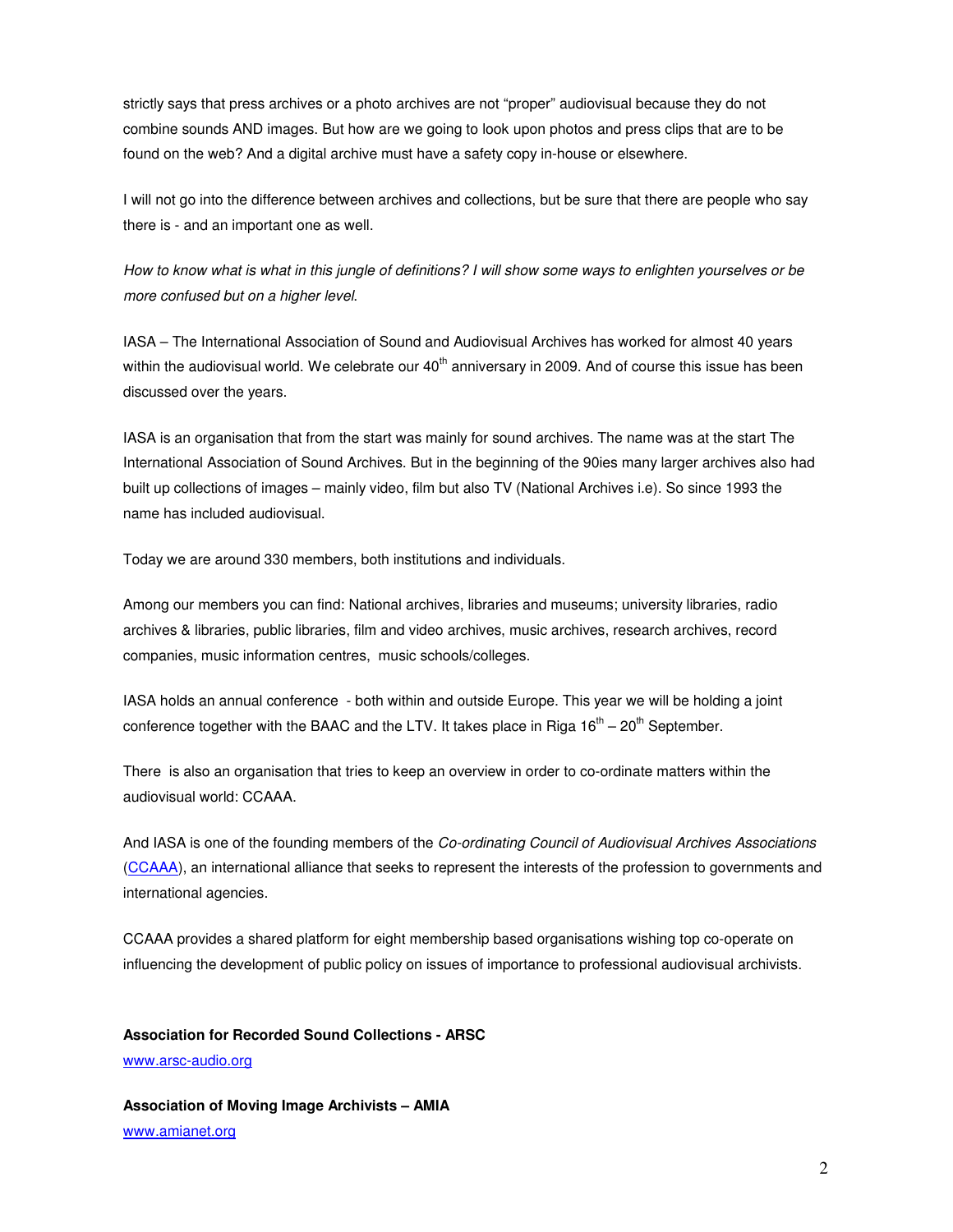strictly says that press archives or a photo archives are not “proper” audiovisual because they do not combine sounds AND images. But how are we going to look upon photos and press clips that are to be found on the web? And a digital archive must have a safety copy in-house or elsewhere.

I will not go into the difference between archives and collections, but be sure that there are people who say there is - and an important one as well.

*How to know what is what in this jungle of definitions? I will show some ways to enlighten yourselves or be more confused but on a higher level.*

IASA – The International Association of Sound and Audiovisual Archives has worked for almost 40 years within the audiovisual world. We celebrate our 40th anniversary in 2009. And of course this issue has been discussed over the years.

IASA is an organisation that from the start was mainly for sound archives. The name was at the start The International Association of Sound Archives. But in the beginning of the 90ies many larger archives also had built up collections of images – mainly video, film but also TV (National Archives i.e). So since 1993 the name has included audiovisual.

Today we are around 330 members, both institutions and individuals.

Among our members you can find: National archives, libraries and museums; university libraries, radio archives & libraries, public libraries, film and video archives, music archives, research archives, record companies, music information centres, music schools/colleges.

IASA holds an annual conference - both within and outside Europe. This year we will be holding a joint conference together with the BAAC and the LTV. It takes place in Riga 16th – 20th September.

There is also an organisation that tries to keep an overview in order to co-ordinate matters within the audiovisual world: CCAAA.

And IASA is one of the founding members of the *Co-ordinating Council of Audiovisual Archives Associations* (CCAAA), an international alliance that seeks to represent the interests of the profession to governments and international agencies.

CCAAA provides a shared platform for eight membership based organisations wishing top co-operate on influencing the development of public policy on issues of importance to professional audiovisual archivists.

**Association for Recorded Sound Collections - ARSC**
www.arsc-audio.org

**Association of Moving Image Archivists – AMIA**
www.amianet.org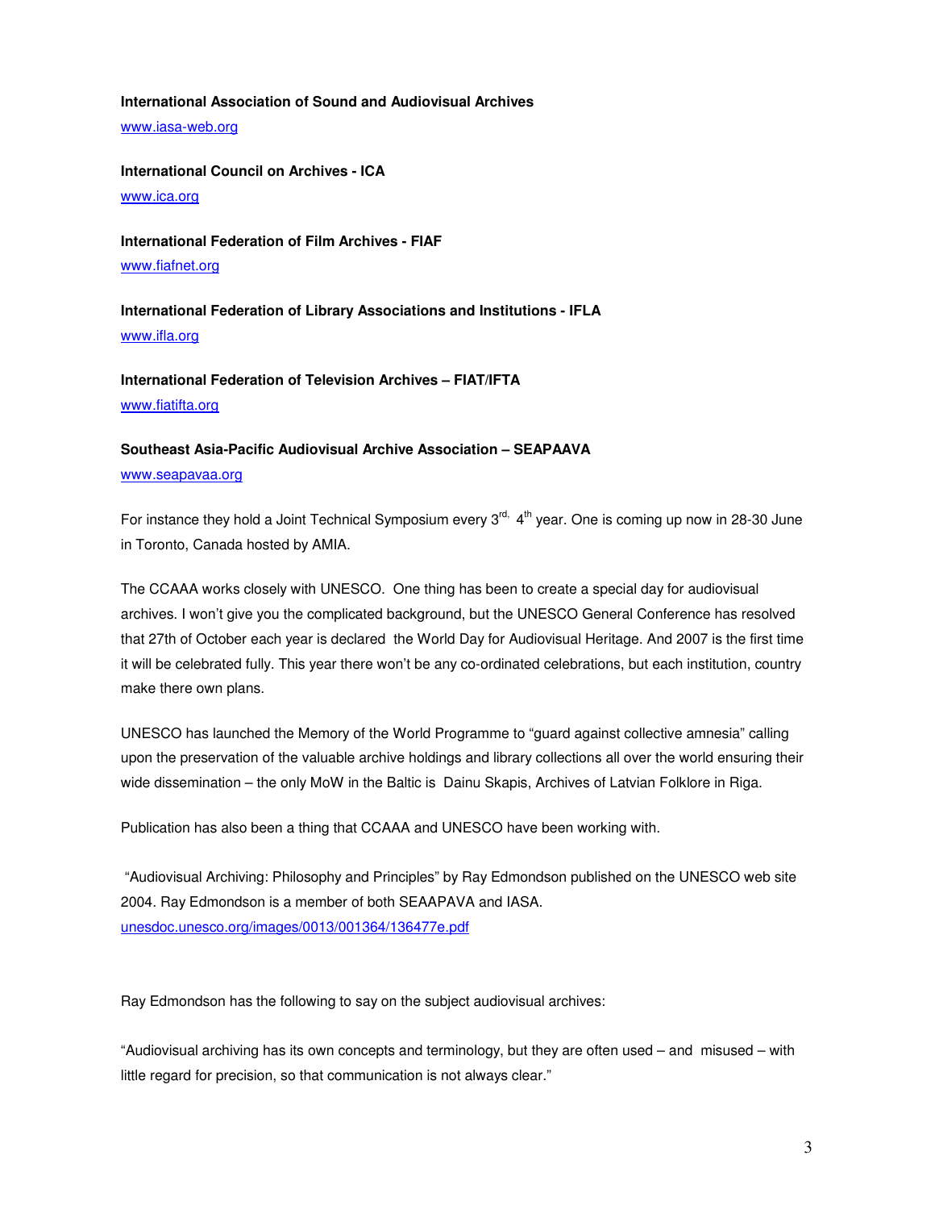**International Association of Sound and Audiovisual Archives**

www.iasa-web.org

**International Council on Archives - ICA**

www.ica.org

**International Federation of Film Archives - FIAF**

www.fiafnet.org

**International Federation of Library Associations and Institutions - IFLA**

www.ifla.org

**International Federation of Television Archives – FIAT/IFTA**

www.fiatifta.org

**Southeast Asia-Pacific Audiovisual Archive Association – SEAPAAVA**

www.seapavaa.org

For instance they hold a Joint Technical Symposium every 3rd, 4th year. One is coming up now in 28-30 June in Toronto, Canada hosted by AMIA.

The CCAAA works closely with UNESCO. One thing has been to create a special day for audiovisual archives. I won't give you the complicated background, but the UNESCO General Conference has resolved that 27th of October each year is declared the World Day for Audiovisual Heritage. And 2007 is the first time it will be celebrated fully. This year there won't be any co-ordinated celebrations, but each institution, country make there own plans.

UNESCO has launched the Memory of the World Programme to "guard against collective amnesia" calling upon the preservation of the valuable archive holdings and library collections all over the world ensuring their wide dissemination – the only MoW in the Baltic is Dainu Skapis, Archives of Latvian Folklore in Riga.

Publication has also been a thing that CCAAA and UNESCO have been working with.

"Audiovisual Archiving: Philosophy and Principles" by Ray Edmondson published on the UNESCO web site 2004. Ray Edmondson is a member of both SEAAPAVA and IASA.
unesdoc.unesco.org/images/0013/001364/136477e.pdf

Ray Edmondson has the following to say on the subject audiovisual archives:

"Audiovisual archiving has its own concepts and terminology, but they are often used – and misused – with little regard for precision, so that communication is not always clear."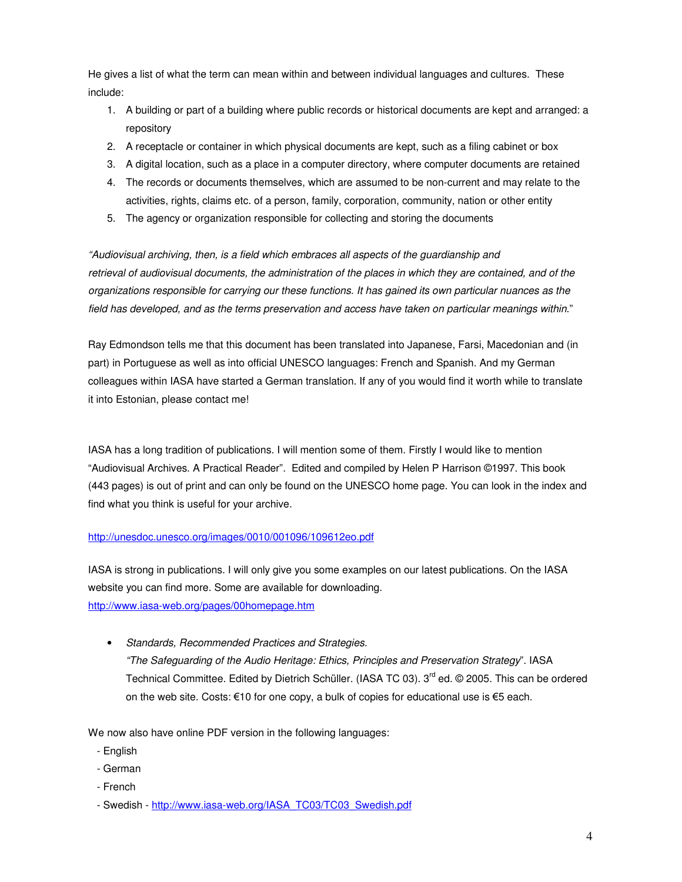He gives a list of what the term can mean within and between individual languages and cultures. These include:

1. A building or part of a building where public records or historical documents are kept and arranged: a repository
2. A receptacle or container in which physical documents are kept, such as a filing cabinet or box
3. A digital location, such as a place in a computer directory, where computer documents are retained
4. The records or documents themselves, which are assumed to be non-current and may relate to the activities, rights, claims etc. of a person, family, corporation, community, nation or other entity
5. The agency or organization responsible for collecting and storing the documents

*"Audiovisual archiving, then, is a field which embraces all aspects of the guardianship and retrieval of audiovisual documents, the administration of the places in which they are contained, and of the organizations responsible for carrying our these functions. It has gained its own particular nuances as the field has developed, and as the terms preservation and access have taken on particular meanings within.*"

Ray Edmondson tells me that this document has been translated into Japanese, Farsi, Macedonian and (in part) in Portuguese as well as into official UNESCO languages: French and Spanish. And my German colleagues within IASA have started a German translation. If any of you would find it worth while to translate it into Estonian, please contact me!

IASA has a long tradition of publications. I will mention some of them. Firstly I would like to mention "Audiovisual Archives. A Practical Reader". Edited and compiled by Helen P Harrison ©1997. This book (443 pages) is out of print and can only be found on the UNESCO home page. You can look in the index and find what you think is useful for your archive.

http://unesdoc.unesco.org/images/0010/001096/109612eo.pdf

IASA is strong in publications. I will only give you some examples on our latest publications. On the IASA website you can find more. Some are available for downloading.
http://www.iasa-web.org/pages/00homepage.htm

- *Standards, Recommended Practices and Strategies.*
  *"The Safeguarding of the Audio Heritage: Ethics, Principles and Preservation Strategy*". IASA Technical Committee. Edited by Dietrich Schüller. (IASA TC 03). 3rd ed. © 2005. This can be ordered on the web site. Costs: €10 for one copy, a bulk of copies for educational use is €5 each.

We now also have online PDF version in the following languages:

- English
- German
- French
- Swedish - http://www.iasa-web.org/IASA_TC03/TC03_Swedish.pdf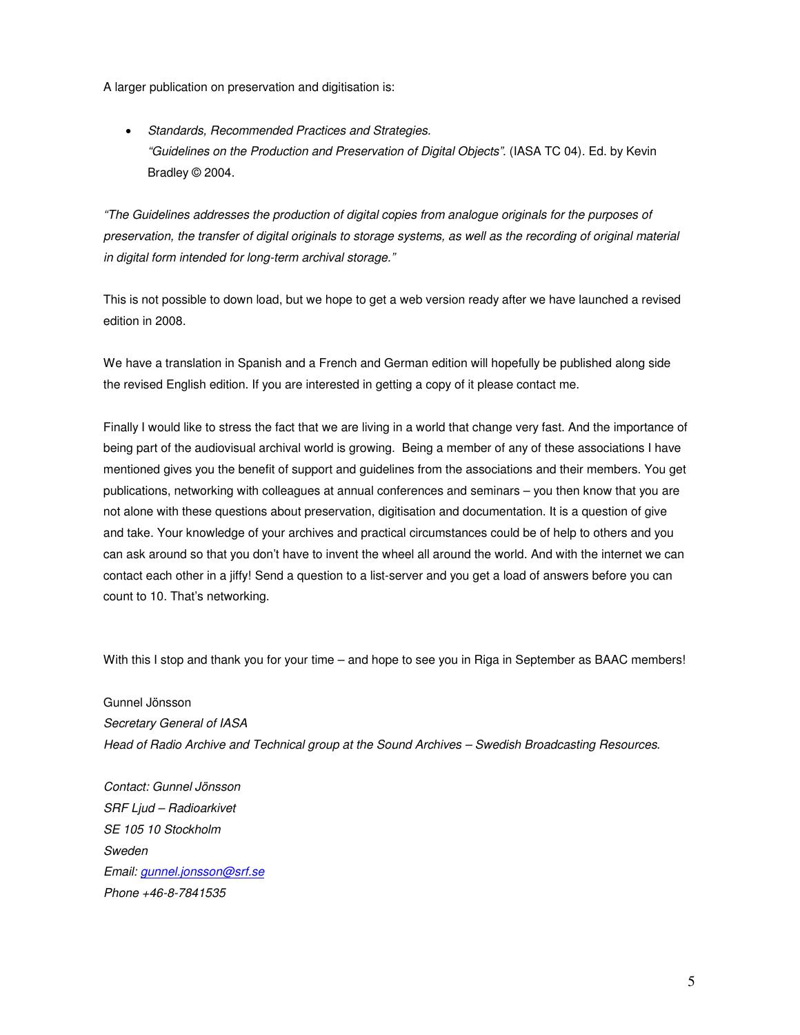A larger publication on preservation and digitisation is:

- *Standards, Recommended Practices and Strategies.*
  *"Guidelines on the Production and Preservation of Digital Objects".* (IASA TC 04). Ed. by Kevin Bradley © 2004.

*"The Guidelines addresses the production of digital copies from analogue originals for the purposes of preservation, the transfer of digital originals to storage systems, as well as the recording of original material in digital form intended for long-term archival storage."*

This is not possible to down load, but we hope to get a web version ready after we have launched a revised edition in 2008.

We have a translation in Spanish and a French and German edition will hopefully be published along side the revised English edition. If you are interested in getting a copy of it please contact me.

Finally I would like to stress the fact that we are living in a world that change very fast. And the importance of being part of the audiovisual archival world is growing. Being a member of any of these associations I have mentioned gives you the benefit of support and guidelines from the associations and their members. You get publications, networking with colleagues at annual conferences and seminars – you then know that you are not alone with these questions about preservation, digitisation and documentation. It is a question of give and take. Your knowledge of your archives and practical circumstances could be of help to others and you can ask around so that you don't have to invent the wheel all around the world. And with the internet we can contact each other in a jiffy! Send a question to a list-server and you get a load of answers before you can count to 10. That's networking.

With this I stop and thank you for your time – and hope to see you in Riga in September as BAAC members!

Gunnel Jönsson
*Secretary General of IASA*
*Head of Radio Archive and Technical group at the Sound Archives – Swedish Broadcasting Resources.*

*Contact: Gunnel Jönsson*
*SRF Ljud – Radioarkivet*
*SE 105 10 Stockholm*
*Sweden*
*Email: gunnel.jonsson@srf.se*
*Phone +46-8-7841535*